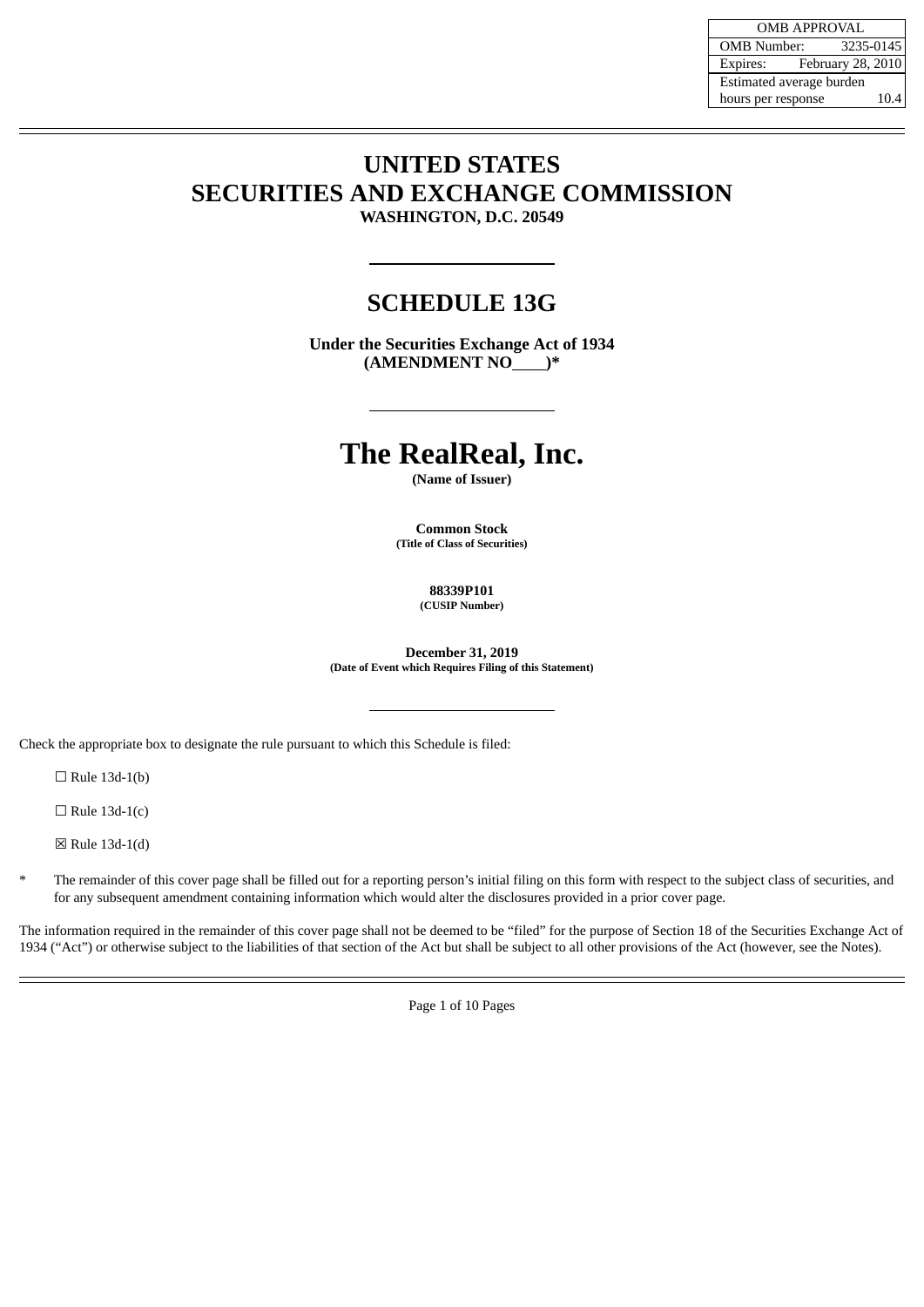| OMB APPROVAL | |
|---|---|
| OMB Number: | 3235-0145 |
| Expires: | February 28, 2010 |
| Estimated average burden hours per response | 10.4 |

# UNITED STATES
# SECURITIES AND EXCHANGE COMMISSION
**WASHINGTON, D.C. 20549**

## SCHEDULE 13G

**Under the Securities Exchange Act of 1934**
**(AMENDMENT NO ____)***

# The RealReal, Inc.

**(Name of Issuer)**

**Common Stock**
**(Title of Class of Securities)**

**88339P101**
**(CUSIP Number)**

**December 31, 2019**
**(Date of Event which Requires Filing of this Statement)**

Check the appropriate box to designate the rule pursuant to which this Schedule is filed:

☐ Rule 13d-1(b)

☐ Rule 13d-1(c)

☒ Rule 13d-1(d)

\* The remainder of this cover page shall be filled out for a reporting person's initial filing on this form with respect to the subject class of securities, and for any subsequent amendment containing information which would alter the disclosures provided in a prior cover page.

The information required in the remainder of this cover page shall not be deemed to be "filed" for the purpose of Section 18 of the Securities Exchange Act of 1934 ("Act") or otherwise subject to the liabilities of that section of the Act but shall be subject to all other provisions of the Act (however, see the Notes).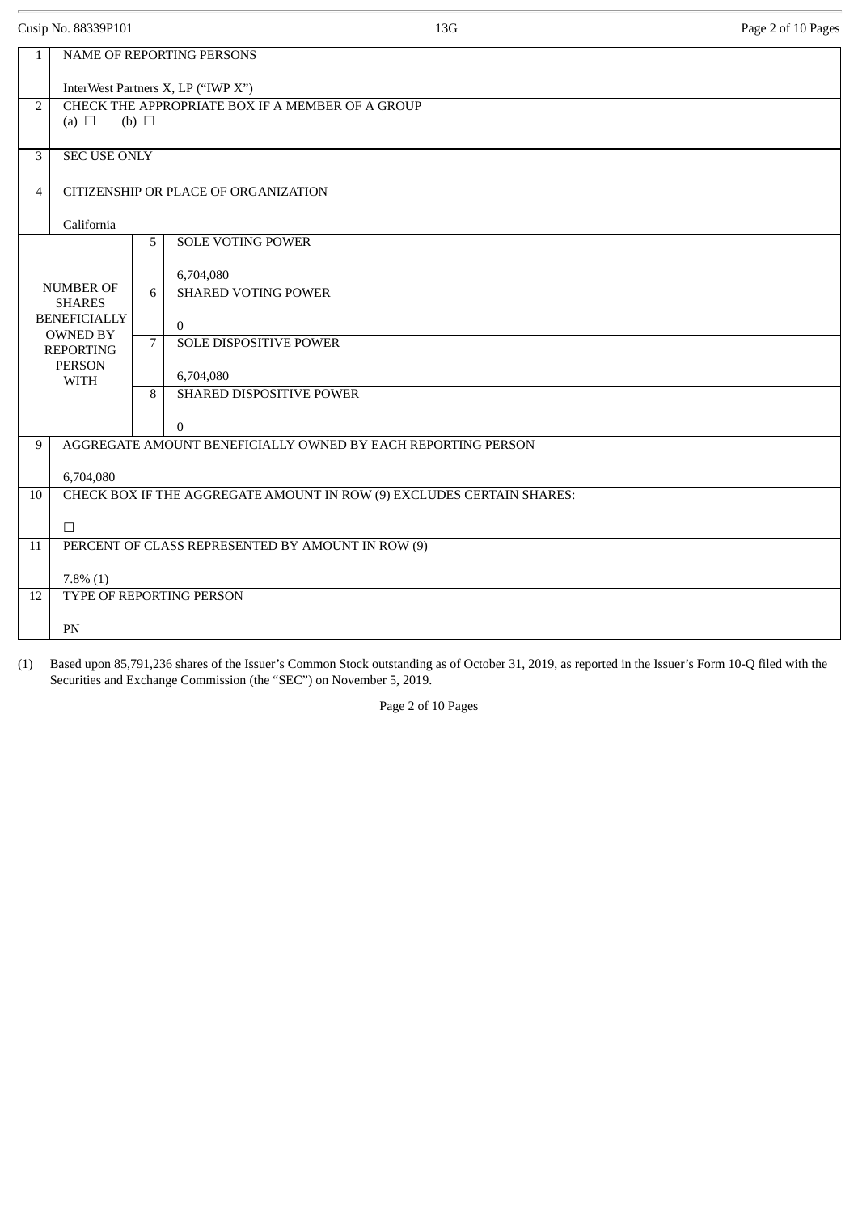Cusip No. 88339P101 | 13G

| | | | |
|---|---|---|---|
| 1 | NAME OF REPORTING PERSONS<br><br>InterWest Partners X, LP (“IWP X”) | | |
| 2 | CHECK THE APPROPRIATE BOX IF A MEMBER OF A GROUP<br>(a) ☐ (b) ☐ | | |
| 3 | SEC USE ONLY | | |
| 4 | CITIZENSHIP OR PLACE OF ORGANIZATION<br><br>California | | |
| NUMBER OF SHARES BENEFICIALLY OWNED BY REPORTING PERSON WITH | | 5 | SOLE VOTING POWER<br><br>6,704,080 |
| | | 6 | SHARED VOTING POWER<br><br>0 |
| | | 7 | SOLE DISPOSITIVE POWER<br><br>6,704,080 |
| | | 8 | SHARED DISPOSITIVE POWER<br><br>0 |
| 9 | AGGREGATE AMOUNT BENEFICIALLY OWNED BY EACH REPORTING PERSON<br><br>6,704,080 | | |
| 10 | CHECK BOX IF THE AGGREGATE AMOUNT IN ROW (9) EXCLUDES CERTAIN SHARES:<br><br>☐ | | |
| 11 | PERCENT OF CLASS REPRESENTED BY AMOUNT IN ROW (9)<br><br>7.8% (1) | | |
| 12 | TYPE OF REPORTING PERSON<br><br>PN | | |

(1) Based upon 85,791,236 shares of the Issuer’s Common Stock outstanding as of October 31, 2019, as reported in the Issuer’s Form 10-Q filed with the Securities and Exchange Commission (the “SEC”) on November 5, 2019.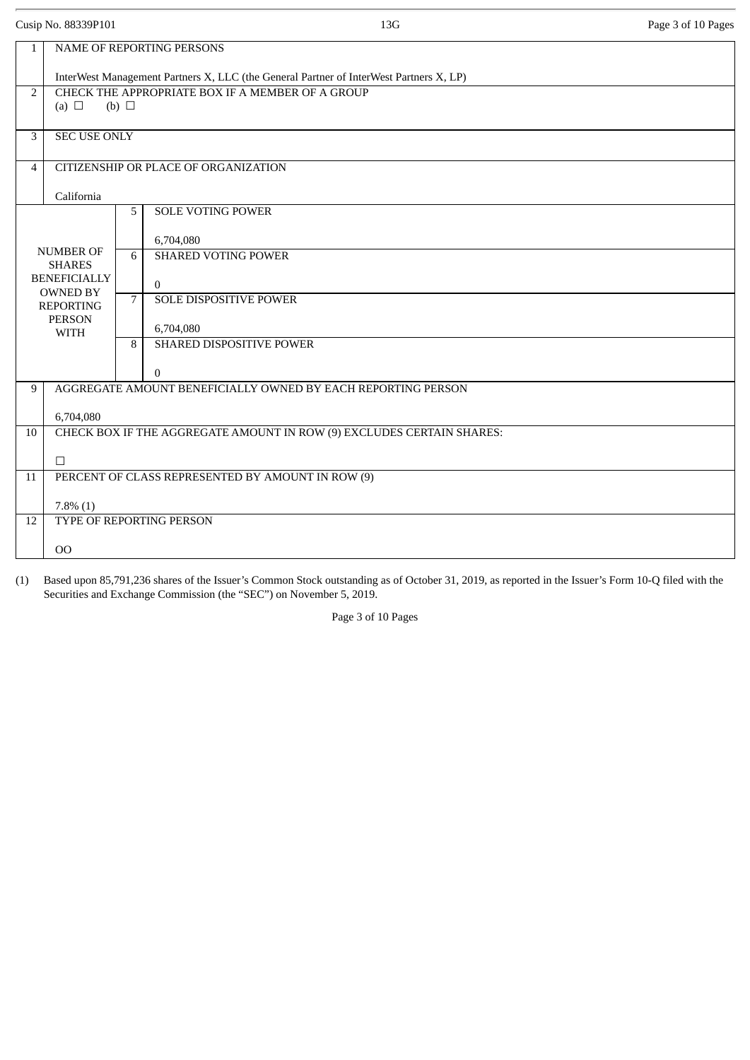| | | | |
|---|---|---|---|
| 1 | NAME OF REPORTING PERSONS<br><br>InterWest Management Partners X, LLC (the General Partner of InterWest Partners X, LP) | | |
| 2 | CHECK THE APPROPRIATE BOX IF A MEMBER OF A GROUP<br>(a) ☐ (b) ☐ | | |
| 3 | SEC USE ONLY | | |
| 4 | CITIZENSHIP OR PLACE OF ORGANIZATION<br><br>California | | |
| NUMBER OF SHARES BENEFICIALLY OWNED BY REPORTING PERSON WITH | | 5 | SOLE VOTING POWER<br><br>6,704,080 |
| | | 6 | SHARED VOTING POWER<br><br>0 |
| | | 7 | SOLE DISPOSITIVE POWER<br><br>6,704,080 |
| | | 8 | SHARED DISPOSITIVE POWER<br><br>0 |
| 9 | AGGREGATE AMOUNT BENEFICIALLY OWNED BY EACH REPORTING PERSON<br><br>6,704,080 | | |
| 10 | CHECK BOX IF THE AGGREGATE AMOUNT IN ROW (9) EXCLUDES CERTAIN SHARES:<br><br>☐ | | |
| 11 | PERCENT OF CLASS REPRESENTED BY AMOUNT IN ROW (9)<br><br>7.8% (1) | | |
| 12 | TYPE OF REPORTING PERSON<br><br>OO | | |

(1) Based upon 85,791,236 shares of the Issuer's Common Stock outstanding as of October 31, 2019, as reported in the Issuer's Form 10-Q filed with the Securities and Exchange Commission (the "SEC") on November 5, 2019.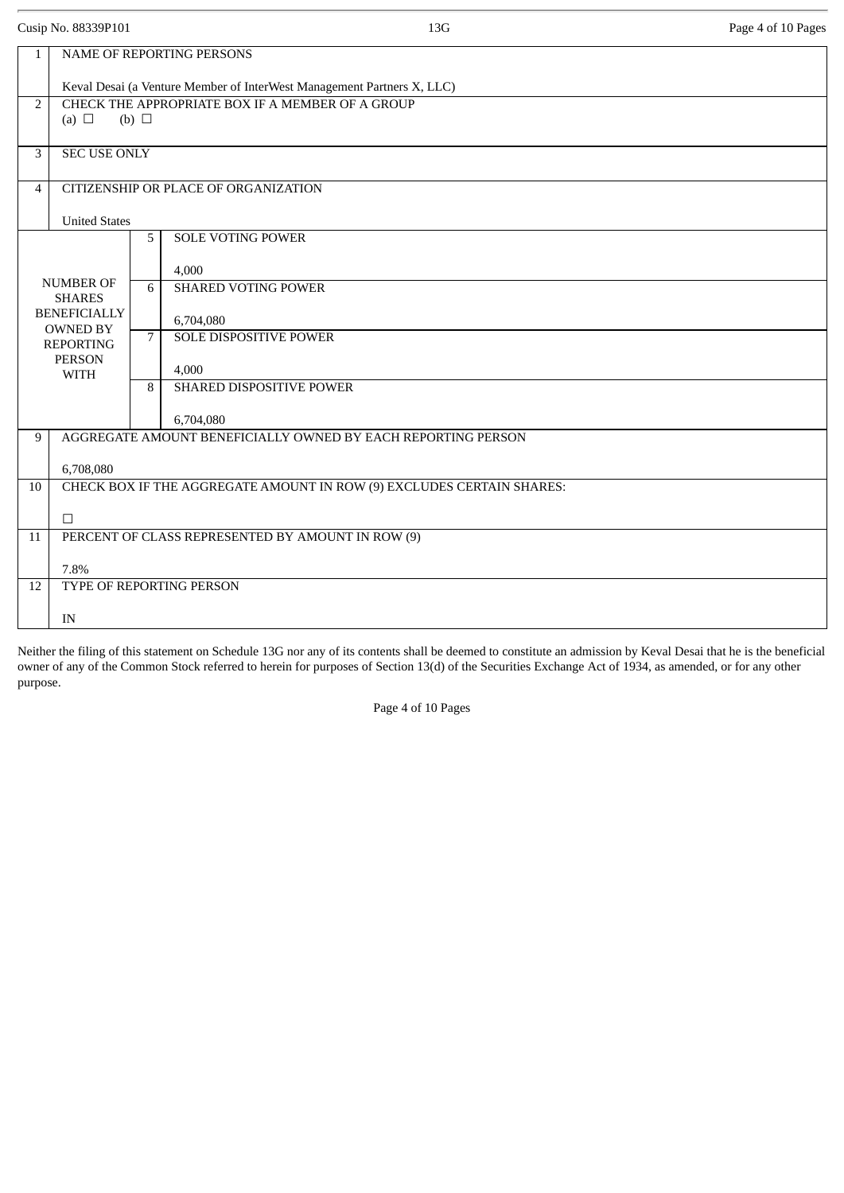Cusip No. 88339P101 | 13G

| | | | |
|---|---|---|---|
| 1 | NAME OF REPORTING PERSONS<br><br>Keval Desai (a Venture Member of InterWest Management Partners X, LLC) | | |
| 2 | CHECK THE APPROPRIATE BOX IF A MEMBER OF A GROUP<br>(a) ☐ (b) ☐ | | |
| 3 | SEC USE ONLY | | |
| 4 | CITIZENSHIP OR PLACE OF ORGANIZATION<br><br>United States | | |
| NUMBER OF SHARES BENEFICIALLY OWNED BY REPORTING PERSON WITH | | 5 | SOLE VOTING POWER<br><br>4,000 |
| | | 6 | SHARED VOTING POWER<br><br>6,704,080 |
| | | 7 | SOLE DISPOSITIVE POWER<br><br>4,000 |
| | | 8 | SHARED DISPOSITIVE POWER<br><br>6,704,080 |
| 9 | AGGREGATE AMOUNT BENEFICIALLY OWNED BY EACH REPORTING PERSON<br><br>6,708,080 | | |
| 10 | CHECK BOX IF THE AGGREGATE AMOUNT IN ROW (9) EXCLUDES CERTAIN SHARES:<br><br>☐ | | |
| 11 | PERCENT OF CLASS REPRESENTED BY AMOUNT IN ROW (9)<br><br>7.8% | | |
| 12 | TYPE OF REPORTING PERSON<br><br>IN | | |

Neither the filing of this statement on Schedule 13G nor any of its contents shall be deemed to constitute an admission by Keval Desai that he is the beneficial owner of any of the Common Stock referred to herein for purposes of Section 13(d) of the Securities Exchange Act of 1934, as amended, or for any other purpose.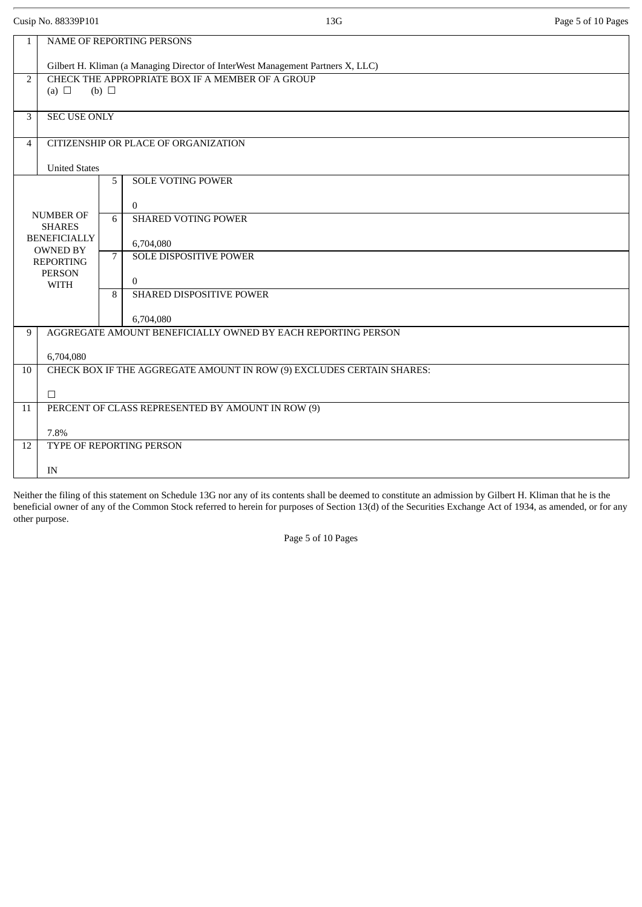Cusip No. 88339P101 | 13G

| | | | |
|---|---|---|---|
| 1 | NAME OF REPORTING PERSONS<br><br>Gilbert H. Kliman (a Managing Director of InterWest Management Partners X, LLC) | | |
| 2 | CHECK THE APPROPRIATE BOX IF A MEMBER OF A GROUP<br>(a) ☐ (b) ☐ | | |
| 3 | SEC USE ONLY | | |
| 4 | CITIZENSHIP OR PLACE OF ORGANIZATION<br><br>United States | | |
| NUMBER OF SHARES BENEFICIALLY OWNED BY REPORTING PERSON WITH | | 5 | SOLE VOTING POWER<br><br>0 |
| | | 6 | SHARED VOTING POWER<br><br>6,704,080 |
| | | 7 | SOLE DISPOSITIVE POWER<br><br>0 |
| | | 8 | SHARED DISPOSITIVE POWER<br><br>6,704,080 |
| 9 | AGGREGATE AMOUNT BENEFICIALLY OWNED BY EACH REPORTING PERSON<br><br>6,704,080 | | |
| 10 | CHECK BOX IF THE AGGREGATE AMOUNT IN ROW (9) EXCLUDES CERTAIN SHARES:<br><br>☐ | | |
| 11 | PERCENT OF CLASS REPRESENTED BY AMOUNT IN ROW (9)<br><br>7.8% | | |
| 12 | TYPE OF REPORTING PERSON<br><br>IN | | |

Neither the filing of this statement on Schedule 13G nor any of its contents shall be deemed to constitute an admission by Gilbert H. Kliman that he is the beneficial owner of any of the Common Stock referred to herein for purposes of Section 13(d) of the Securities Exchange Act of 1934, as amended, or for any other purpose.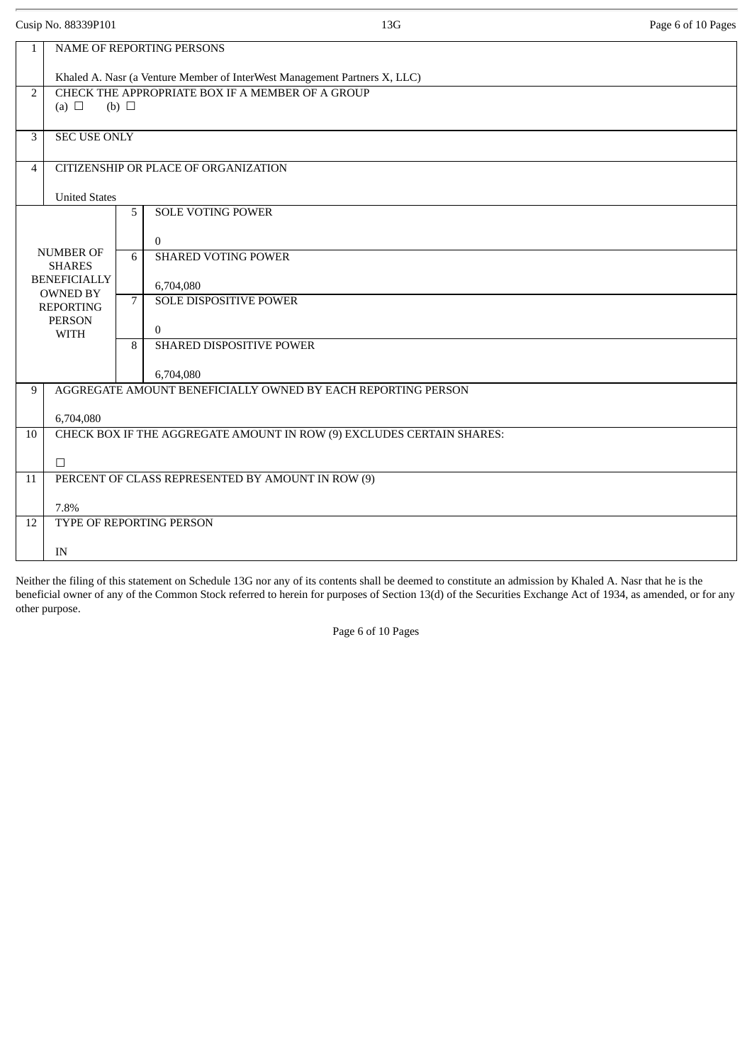| | | | |
|---|---|---|---|
| 1 | NAME OF REPORTING PERSONS<br><br>Khaled A. Nasr (a Venture Member of InterWest Management Partners X, LLC) | | |
| 2 | CHECK THE APPROPRIATE BOX IF A MEMBER OF A GROUP<br>(a) ☐ (b) ☐ | | |
| 3 | SEC USE ONLY | | |
| 4 | CITIZENSHIP OR PLACE OF ORGANIZATION<br><br>United States | | |
| NUMBER OF SHARES BENEFICIALLY OWNED BY REPORTING PERSON WITH | | 5 | SOLE VOTING POWER<br><br>0 |
| | | 6 | SHARED VOTING POWER<br><br>6,704,080 |
| | | 7 | SOLE DISPOSITIVE POWER<br><br>0 |
| | | 8 | SHARED DISPOSITIVE POWER<br><br>6,704,080 |
| 9 | AGGREGATE AMOUNT BENEFICIALLY OWNED BY EACH REPORTING PERSON<br><br>6,704,080 | | |
| 10 | CHECK BOX IF THE AGGREGATE AMOUNT IN ROW (9) EXCLUDES CERTAIN SHARES:<br><br>☐ | | |
| 11 | PERCENT OF CLASS REPRESENTED BY AMOUNT IN ROW (9)<br><br>7.8% | | |
| 12 | TYPE OF REPORTING PERSON<br><br>IN | | |

Neither the filing of this statement on Schedule 13G nor any of its contents shall be deemed to constitute an admission by Khaled A. Nasr that he is the beneficial owner of any of the Common Stock referred to herein for purposes of Section 13(d) of the Securities Exchange Act of 1934, as amended, or for any other purpose.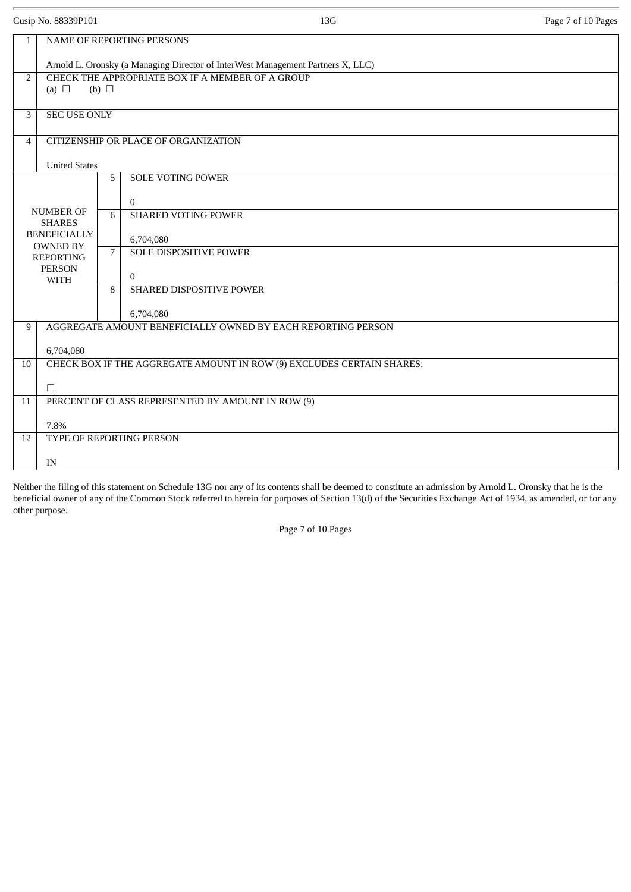| | | | |
|---|---|---|---|
| 1 | NAME OF REPORTING PERSONS<br><br>Arnold L. Oronsky (a Managing Director of InterWest Management Partners X, LLC) | | |
| 2 | CHECK THE APPROPRIATE BOX IF A MEMBER OF A GROUP<br>(a) ☐ (b) ☐ | | |
| 3 | SEC USE ONLY | | |
| 4 | CITIZENSHIP OR PLACE OF ORGANIZATION<br><br>United States | | |
| NUMBER OF SHARES BENEFICIALLY OWNED BY REPORTING PERSON WITH | | 5 | SOLE VOTING POWER<br><br>0 |
| | | 6 | SHARED VOTING POWER<br><br>6,704,080 |
| | | 7 | SOLE DISPOSITIVE POWER<br><br>0 |
| | | 8 | SHARED DISPOSITIVE POWER<br><br>6,704,080 |
| 9 | AGGREGATE AMOUNT BENEFICIALLY OWNED BY EACH REPORTING PERSON<br><br>6,704,080 | | |
| 10 | CHECK BOX IF THE AGGREGATE AMOUNT IN ROW (9) EXCLUDES CERTAIN SHARES:<br><br>☐ | | |
| 11 | PERCENT OF CLASS REPRESENTED BY AMOUNT IN ROW (9)<br><br>7.8% | | |
| 12 | TYPE OF REPORTING PERSON<br><br>IN | | |

Neither the filing of this statement on Schedule 13G nor any of its contents shall be deemed to constitute an admission by Arnold L. Oronsky that he is the beneficial owner of any of the Common Stock referred to herein for purposes of Section 13(d) of the Securities Exchange Act of 1934, as amended, or for any other purpose.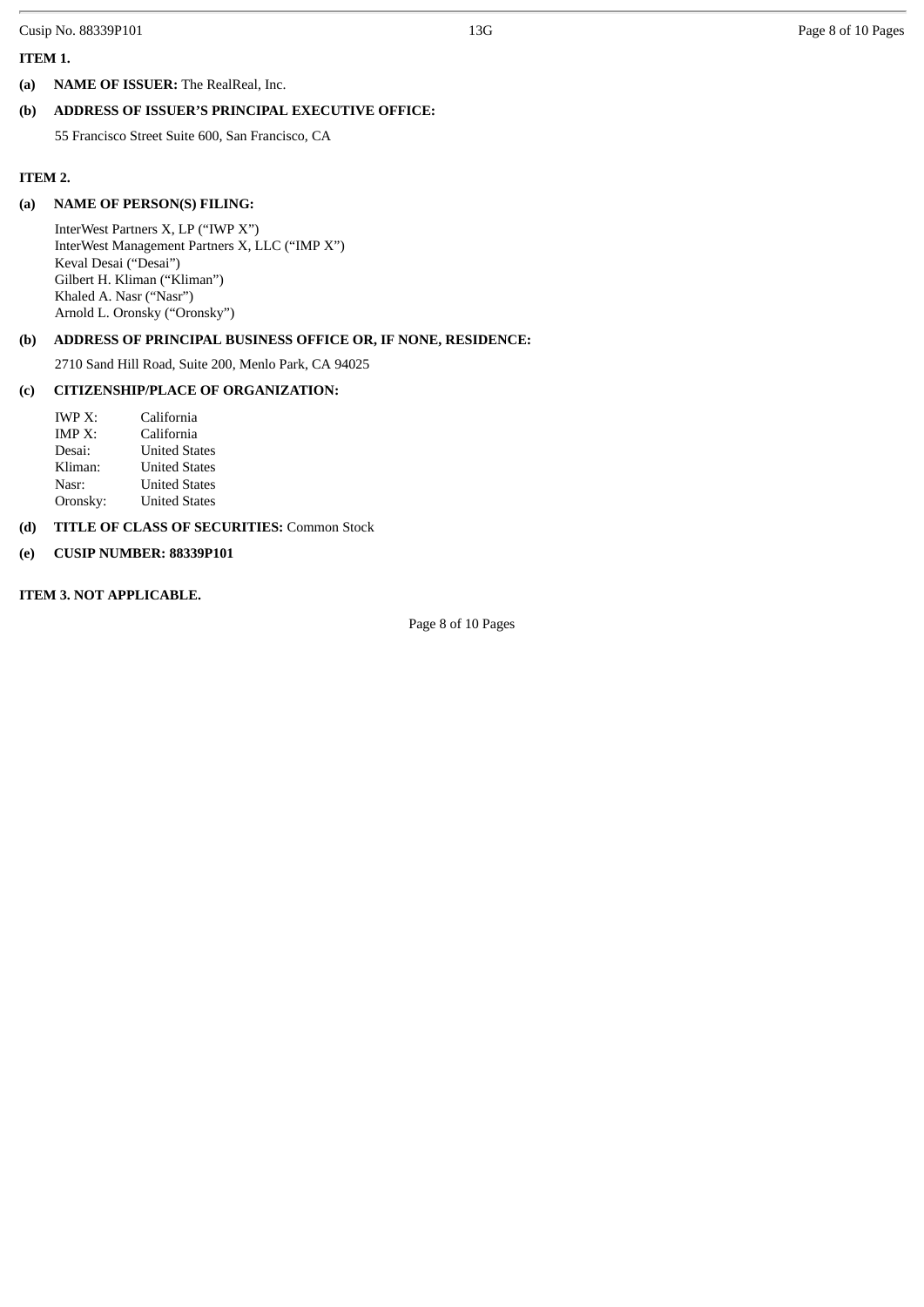**ITEM 1.**

**(a) NAME OF ISSUER:** The RealReal, Inc.

**(b) ADDRESS OF ISSUER'S PRINCIPAL EXECUTIVE OFFICE:**

55 Francisco Street Suite 600, San Francisco, CA

**ITEM 2.**

**(a) NAME OF PERSON(S) FILING:**

InterWest Partners X, LP ("IWP X")
InterWest Management Partners X, LLC ("IMP X")
Keval Desai ("Desai")
Gilbert H. Kliman ("Kliman")
Khaled A. Nasr ("Nasr")
Arnold L. Oronsky ("Oronsky")

**(b) ADDRESS OF PRINCIPAL BUSINESS OFFICE OR, IF NONE, RESIDENCE:**

2710 Sand Hill Road, Suite 200, Menlo Park, CA 94025

**(c) CITIZENSHIP/PLACE OF ORGANIZATION:**

| | |
|---|---|
| IWP X: | California |
| IMP X: | California |
| Desai: | United States |
| Kliman: | United States |
| Nasr: | United States |
| Oronsky: | United States |

**(d) TITLE OF CLASS OF SECURITIES:** Common Stock

**(e) CUSIP NUMBER: 88339P101**

**ITEM 3. NOT APPLICABLE.**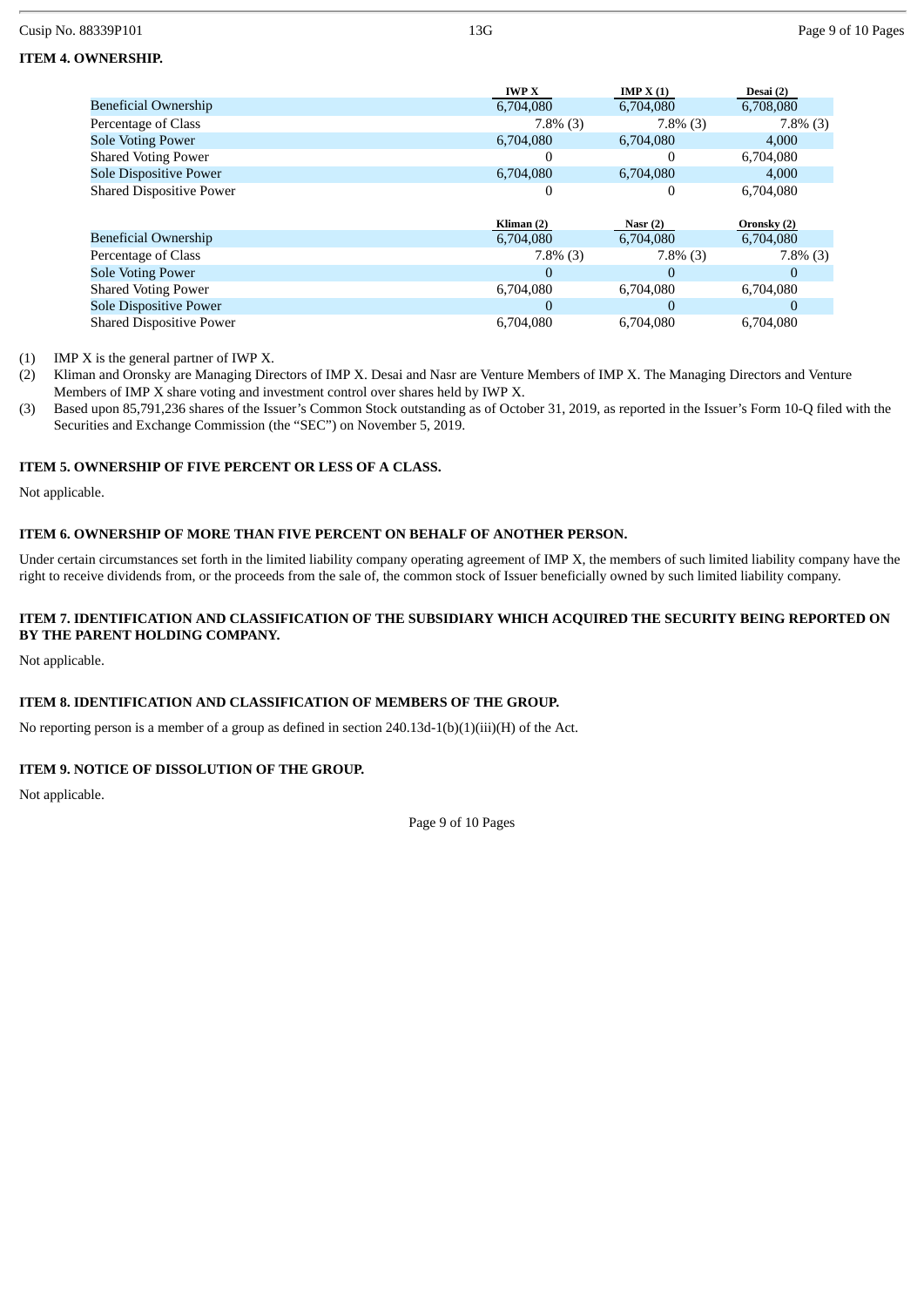## ITEM 4. OWNERSHIP.

| | IWP X | IMP X (1) | Desai (2) |
|---|---|---|---|
| Beneficial Ownership | 6,704,080 | 6,704,080 | 6,708,080 |
| Percentage of Class | 7.8% (3) | 7.8% (3) | 7.8% (3) |
| Sole Voting Power | 6,704,080 | 6,704,080 | 4,000 |
| Shared Voting Power | 0 | 0 | 6,704,080 |
| Sole Dispositive Power | 6,704,080 | 6,704,080 | 4,000 |
| Shared Dispositive Power | 0 | 0 | 6,704,080 |

| | Kliman (2) | Nasr (2) | Oronsky (2) |
|---|---|---|---|
| Beneficial Ownership | 6,704,080 | 6,704,080 | 6,704,080 |
| Percentage of Class | 7.8% (3) | 7.8% (3) | 7.8% (3) |
| Sole Voting Power | 0 | 0 | 0 |
| Shared Voting Power | 6,704,080 | 6,704,080 | 6,704,080 |
| Sole Dispositive Power | 0 | 0 | 0 |
| Shared Dispositive Power | 6,704,080 | 6,704,080 | 6,704,080 |

(1) IMP X is the general partner of IWP X.

(2) Kliman and Oronsky are Managing Directors of IMP X. Desai and Nasr are Venture Members of IMP X. The Managing Directors and Venture Members of IMP X share voting and investment control over shares held by IWP X.

(3) Based upon 85,791,236 shares of the Issuer's Common Stock outstanding as of October 31, 2019, as reported in the Issuer's Form 10-Q filed with the Securities and Exchange Commission (the "SEC") on November 5, 2019.

## ITEM 5. OWNERSHIP OF FIVE PERCENT OR LESS OF A CLASS.

Not applicable.

## ITEM 6. OWNERSHIP OF MORE THAN FIVE PERCENT ON BEHALF OF ANOTHER PERSON.

Under certain circumstances set forth in the limited liability company operating agreement of IMP X, the members of such limited liability company have the right to receive dividends from, or the proceeds from the sale of, the common stock of Issuer beneficially owned by such limited liability company.

## ITEM 7. IDENTIFICATION AND CLASSIFICATION OF THE SUBSIDIARY WHICH ACQUIRED THE SECURITY BEING REPORTED ON BY THE PARENT HOLDING COMPANY.

Not applicable.

## ITEM 8. IDENTIFICATION AND CLASSIFICATION OF MEMBERS OF THE GROUP.

No reporting person is a member of a group as defined in section 240.13d-1(b)(1)(iii)(H) of the Act.

## ITEM 9. NOTICE OF DISSOLUTION OF THE GROUP.

Not applicable.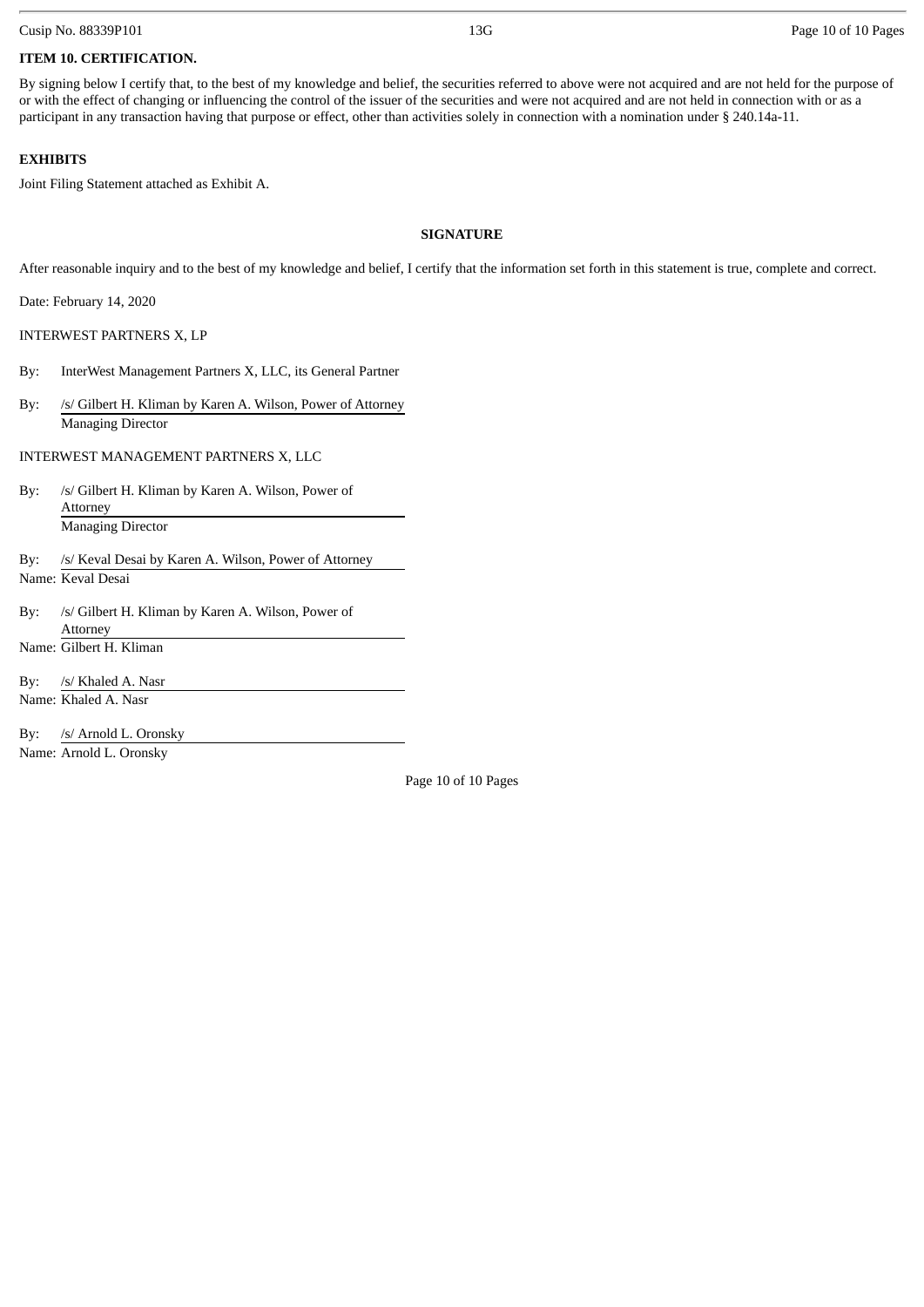**ITEM 10. CERTIFICATION.**

By signing below I certify that, to the best of my knowledge and belief, the securities referred to above were not acquired and are not held for the purpose of or with the effect of changing or influencing the control of the issuer of the securities and were not acquired and are not held in connection with or as a participant in any transaction having that purpose or effect, other than activities solely in connection with a nomination under § 240.14a-11.

**EXHIBITS**

Joint Filing Statement attached as Exhibit A.

**SIGNATURE**

After reasonable inquiry and to the best of my knowledge and belief, I certify that the information set forth in this statement is true, complete and correct.

Date: February 14, 2020

INTERWEST PARTNERS X, LP

By: InterWest Management Partners X, LLC, its General Partner

By: /s/ Gilbert H. Kliman by Karen A. Wilson, Power of Attorney
Managing Director

INTERWEST MANAGEMENT PARTNERS X, LLC

By: /s/ Gilbert H. Kliman by Karen A. Wilson, Power of Attorney
Managing Director

By: /s/ Keval Desai by Karen A. Wilson, Power of Attorney
Name: Keval Desai

By: /s/ Gilbert H. Kliman by Karen A. Wilson, Power of Attorney
Name: Gilbert H. Kliman

By: /s/ Khaled A. Nasr
Name: Khaled A. Nasr

By: /s/ Arnold L. Oronsky
Name: Arnold L. Oronsky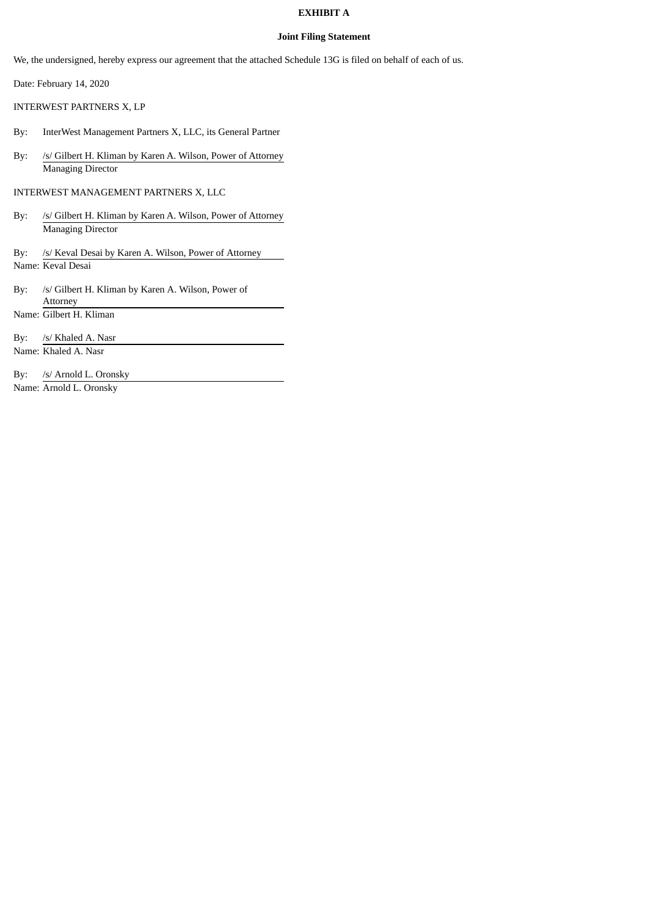**EXHIBIT A**

**Joint Filing Statement**

We, the undersigned, hereby express our agreement that the attached Schedule 13G is filed on behalf of each of us.

Date: February 14, 2020

INTERWEST PARTNERS X, LP

By: InterWest Management Partners X, LLC, its General Partner

By: /s/ Gilbert H. Kliman by Karen A. Wilson, Power of Attorney
Managing Director

INTERWEST MANAGEMENT PARTNERS X, LLC

By: /s/ Gilbert H. Kliman by Karen A. Wilson, Power of Attorney
Managing Director

By: /s/ Keval Desai by Karen A. Wilson, Power of Attorney
Name: Keval Desai

By: /s/ Gilbert H. Kliman by Karen A. Wilson, Power of Attorney
Name: Gilbert H. Kliman

By: /s/ Khaled A. Nasr
Name: Khaled A. Nasr

By: /s/ Arnold L. Oronsky
Name: Arnold L. Oronsky